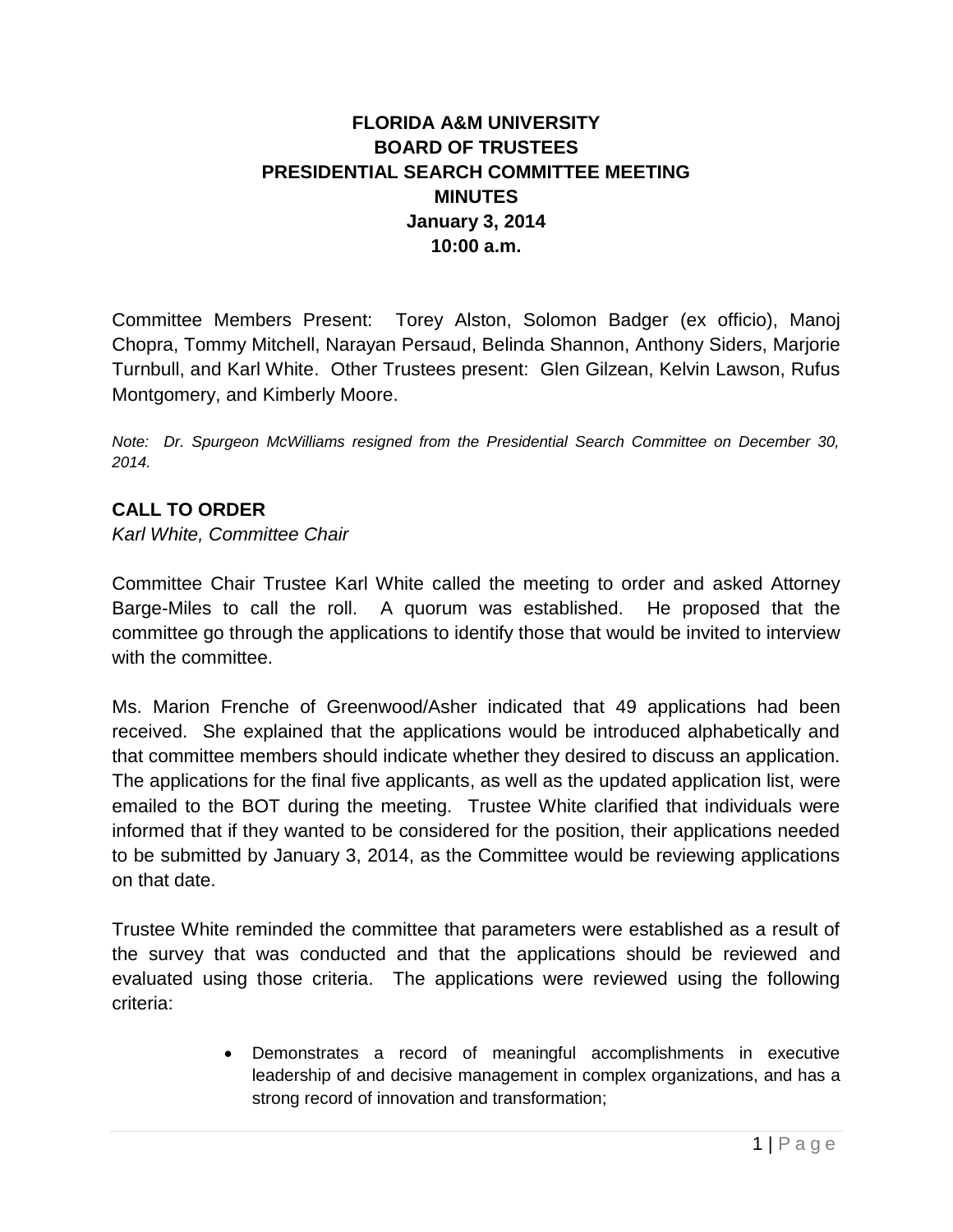# FLORIDA A&M UNIVERSITY
# BOARD OF TRUSTEES
# PRESIDENTIAL SEARCH COMMITTEE MEETING
# MINUTES
# January 3, 2014
# 10:00 a.m.

Committee Members Present: Torey Alston, Solomon Badger (ex officio), Manoj Chopra, Tommy Mitchell, Narayan Persaud, Belinda Shannon, Anthony Siders, Marjorie Turnbull, and Karl White. Other Trustees present: Glen Gilzean, Kelvin Lawson, Rufus Montgomery, and Kimberly Moore.

*Note: Dr. Spurgeon McWilliams resigned from the Presidential Search Committee on December 30, 2014.*

## CALL TO ORDER

*Karl White, Committee Chair*

Committee Chair Trustee Karl White called the meeting to order and asked Attorney Barge-Miles to call the roll. A quorum was established. He proposed that the committee go through the applications to identify those that would be invited to interview with the committee.

Ms. Marion Frenche of Greenwood/Asher indicated that 49 applications had been received. She explained that the applications would be introduced alphabetically and that committee members should indicate whether they desired to discuss an application. The applications for the final five applicants, as well as the updated application list, were emailed to the BOT during the meeting. Trustee White clarified that individuals were informed that if they wanted to be considered for the position, their applications needed to be submitted by January 3, 2014, as the Committee would be reviewing applications on that date.

Trustee White reminded the committee that parameters were established as a result of the survey that was conducted and that the applications should be reviewed and evaluated using those criteria. The applications were reviewed using the following criteria:

- Demonstrates a record of meaningful accomplishments in executive leadership of and decisive management in complex organizations, and has a strong record of innovation and transformation;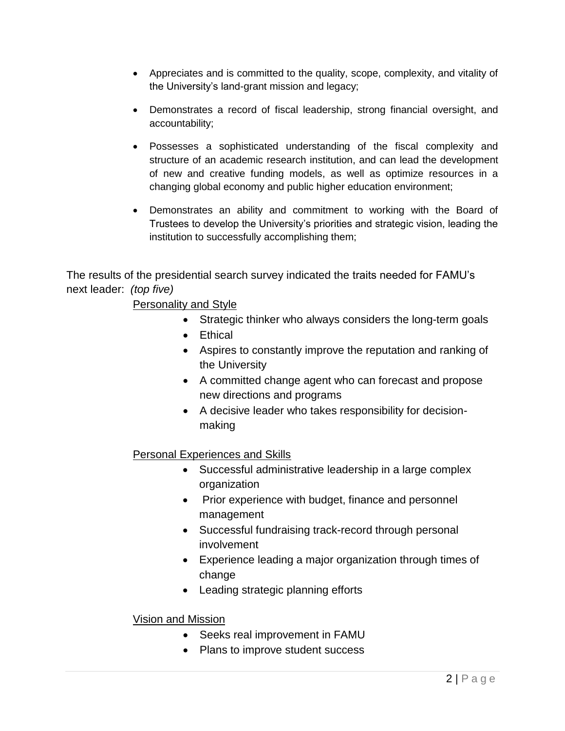- Appreciates and is committed to the quality, scope, complexity, and vitality of the University's land-grant mission and legacy;
- Demonstrates a record of fiscal leadership, strong financial oversight, and accountability;
- Possesses a sophisticated understanding of the fiscal complexity and structure of an academic research institution, and can lead the development of new and creative funding models, as well as optimize resources in a changing global economy and public higher education environment;
- Demonstrates an ability and commitment to working with the Board of Trustees to develop the University's priorities and strategic vision, leading the institution to successfully accomplishing them;

The results of the presidential search survey indicated the traits needed for FAMU's next leader: *(top five)*

<u>Personality and Style</u>

- Strategic thinker who always considers the long-term goals
- Ethical
- Aspires to constantly improve the reputation and ranking of the University
- A committed change agent who can forecast and propose new directions and programs
- A decisive leader who takes responsibility for decision-making

<u>Personal Experiences and Skills</u>

- Successful administrative leadership in a large complex organization
- Prior experience with budget, finance and personnel management
- Successful fundraising track-record through personal involvement
- Experience leading a major organization through times of change
- Leading strategic planning efforts

<u>Vision and Mission</u>

- Seeks real improvement in FAMU
- Plans to improve student success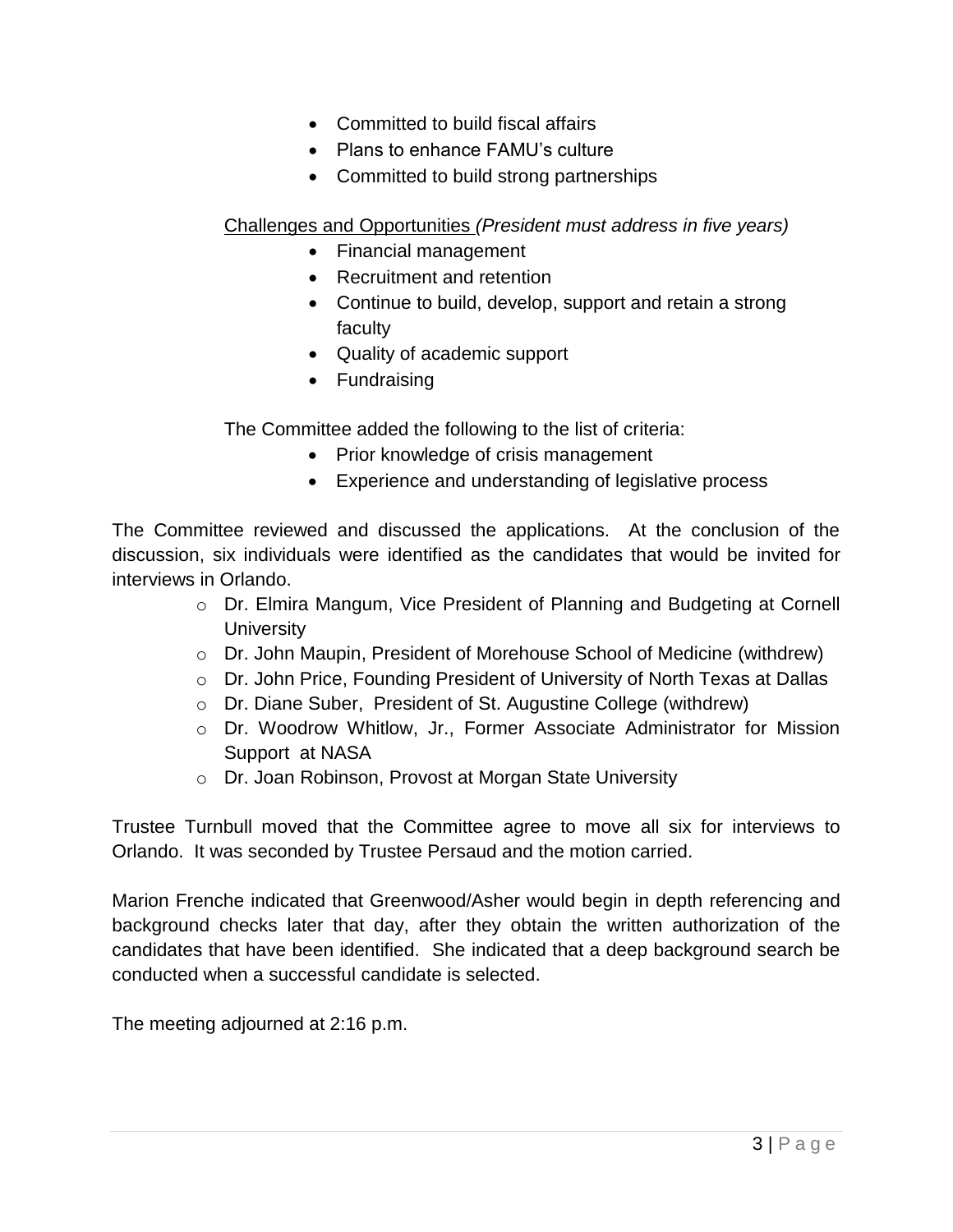- Committed to build fiscal affairs
- Plans to enhance FAMU's culture
- Committed to build strong partnerships

Challenges and Opportunities *(President must address in five years)*

- Financial management
- Recruitment and retention
- Continue to build, develop, support and retain a strong faculty
- Quality of academic support
- Fundraising

The Committee added the following to the list of criteria:

- Prior knowledge of crisis management
- Experience and understanding of legislative process

The Committee reviewed and discussed the applications. At the conclusion of the discussion, six individuals were identified as the candidates that would be invited for interviews in Orlando.

- Dr. Elmira Mangum, Vice President of Planning and Budgeting at Cornell University
- Dr. John Maupin, President of Morehouse School of Medicine (withdrew)
- Dr. John Price, Founding President of University of North Texas at Dallas
- Dr. Diane Suber, President of St. Augustine College (withdrew)
- Dr. Woodrow Whitlow, Jr., Former Associate Administrator for Mission Support at NASA
- Dr. Joan Robinson, Provost at Morgan State University

Trustee Turnbull moved that the Committee agree to move all six for interviews to Orlando. It was seconded by Trustee Persaud and the motion carried.

Marion Frenche indicated that Greenwood/Asher would begin in depth referencing and background checks later that day, after they obtain the written authorization of the candidates that have been identified. She indicated that a deep background search be conducted when a successful candidate is selected.

The meeting adjourned at 2:16 p.m.